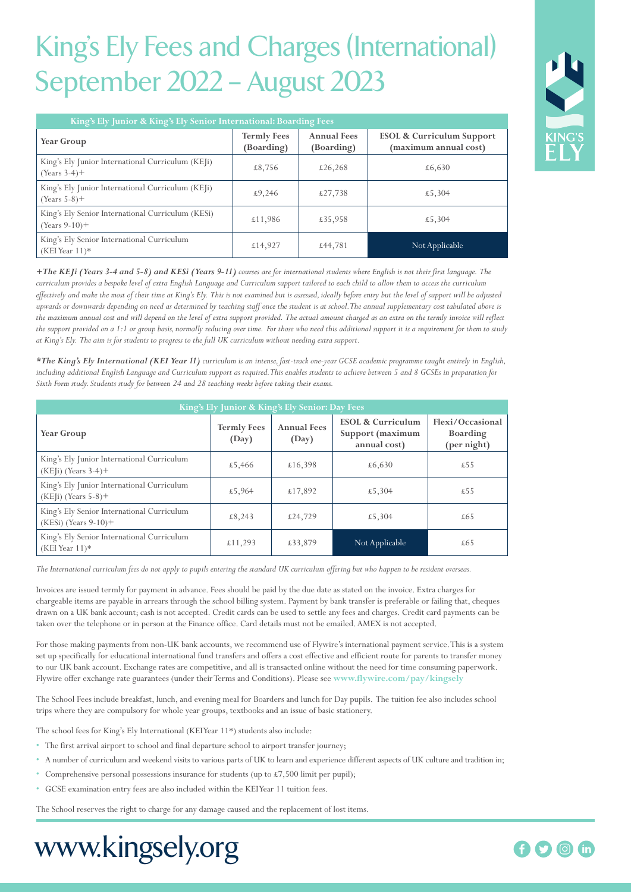# King's Ely Fees and Charges (International) September 2022 – August 2023

| King's Ely Junior & King's Ely Senior International: Boarding Fees | | | |
|---|---|---|---|
| **Year Group** | **Termly Fees (Boarding)** | **Annual Fees (Boarding)** | **ESOL & Curriculum Support (maximum annual cost)** |
| King's Ely Junior International Curriculum (KEJi) (Years 3-4)+ | £8,756 | £26,268 | £6,630 |
| King's Ely Junior International Curriculum (KEJi) (Years 5-8)+ | £9,246 | £27,738 | £5,304 |
| King's Ely Senior International Curriculum (KESi) (Years 9-10)+ | £11,986 | £35,958 | £5,304 |
| King's Ely Senior International Curriculum (KEI Year 11)* | £14,927 | £44,781 | Not Applicable |

*+**The KEJi (Years 3-4 and 5-8) and KESi (Years 9-11)** courses are for international students where English is not their first language. The curriculum provides a bespoke level of extra English Language and Curriculum support tailored to each child to allow them to access the curriculum effectively and make the most of their time at King's Ely. This is not examined but is assessed, ideally before entry but the level of support will be adjusted upwards or downwards depending on need as determined by teaching staff once the student is at school. The annual supplementary cost tabulated above is the maximum annual cost and will depend on the level of extra support provided. The actual amount charged as an extra on the termly invoice will reflect the support provided on a 1:1 or group basis, normally reducing over time. For those who need this additional support it is a requirement for them to study at King's Ely. The aim is for students to progress to the full UK curriculum without needing extra support.*

****The King's Ely International (KEI Year 11)** curriculum is an intense, fast-track one-year GCSE academic programme taught entirely in English, including additional English Language and Curriculum support as required. This enables students to achieve between 5 and 8 GCSEs in preparation for Sixth Form study. Students study for between 24 and 28 teaching weeks before taking their exams.*

| King's Ely Junior & King's Ely Senior: Day Fees | | | | |
|---|---|---|---|---|
| **Year Group** | **Termly Fees (Day)** | **Annual Fees (Day)** | **ESOL & Curriculum Support (maximum annual cost)** | **Flexi/Occasional Boarding (per night)** |
| King's Ely Junior International Curriculum (KEJi) (Years 3-4)+ | £5,466 | £16,398 | £6,630 | £55 |
| King's Ely Junior International Curriculum (KEJi) (Years 5-8)+ | £5,964 | £17,892 | £5,304 | £55 |
| King's Ely Senior International Curriculum (KESi) (Years 9-10)+ | £8,243 | £24,729 | £5,304 | £65 |
| King's Ely Senior International Curriculum (KEI Year 11)* | £11,293 | £33,879 | Not Applicable | £65 |

*The International curriculum fees do not apply to pupils entering the standard UK curriculum offering but who happen to be resident overseas.*

Invoices are issued termly for payment in advance. Fees should be paid by the due date as stated on the invoice. Extra charges for chargeable items are payable in arrears through the school billing system. Payment by bank transfer is preferable or failing that, cheques drawn on a UK bank account; cash is not accepted. Credit cards can be used to settle any fees and charges. Credit card payments can be taken over the telephone or in person at the Finance office. Card details must not be emailed. AMEX is not accepted.

For those making payments from non-UK bank accounts, we recommend use of Flywire's international payment service. This is a system set up specifically for educational international fund transfers and offers a cost effective and efficient route for parents to transfer money to our UK bank account. Exchange rates are competitive, and all is transacted online without the need for time consuming paperwork. Flywire offer exchange rate guarantees (under their Terms and Conditions). Please see **www.flywire.com/pay/kingsely**

The School Fees include breakfast, lunch, and evening meal for Boarders and lunch for Day pupils. The tuition fee also includes school trips where they are compulsory for whole year groups, textbooks and an issue of basic stationery.

The school fees for King's Ely International (KEI Year 11*) students also include:

- The first arrival airport to school and final departure school to airport transfer journey;
- A number of curriculum and weekend visits to various parts of UK to learn and experience different aspects of UK culture and tradition in;
- Comprehensive personal possessions insurance for students (up to £7,500 limit per pupil);
- GCSE examination entry fees are also included within the KEI Year 11 tuition fees.

The School reserves the right to charge for any damage caused and the replacement of lost items.

www.kingsely.org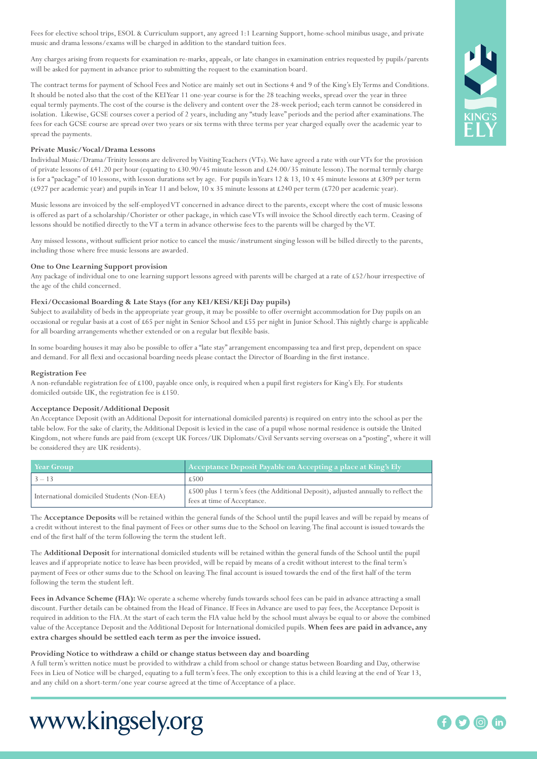Fees for elective school trips, ESOL & Curriculum support, any agreed 1:1 Learning Support, home-school minibus usage, and private music and drama lessons/exams will be charged in addition to the standard tuition fees.

Any charges arising from requests for examination re-marks, appeals, or late changes in examination entries requested by pupils/parents will be asked for payment in advance prior to submitting the request to the examination board.

The contract terms for payment of School Fees and Notice are mainly set out in Sections 4 and 9 of the King's Ely Terms and Conditions. It should be noted also that the cost of the KEI Year 11 one-year course is for the 28 teaching weeks, spread over the year in three equal termly payments. The cost of the course is the delivery and content over the 28-week period; each term cannot be considered in isolation. Likewise, GCSE courses cover a period of 2 years, including any "study leave" periods and the period after examinations. The fees for each GCSE course are spread over two years or six terms with three terms per year charged equally over the academic year to spread the payments.

#### Private Music/Vocal/Drama Lessons

Individual Music/Drama/Trinity lessons are delivered by Visiting Teachers (VTs). We have agreed a rate with our VTs for the provision of private lessons of £41.20 per hour (equating to £30.90/45 minute lesson and £24.00/35 minute lesson). The normal termly charge is for a "package" of 10 lessons, with lesson durations set by age. For pupils in Years 12 & 13, 10 x 45 minute lessons at £309 per term (£927 per academic year) and pupils in Year 11 and below, 10 x 35 minute lessons at £240 per term (£720 per academic year).

Music lessons are invoiced by the self-employed VT concerned in advance direct to the parents, except where the cost of music lessons is offered as part of a scholarship/Chorister or other package, in which case VTs will invoice the School directly each term. Ceasing of lessons should be notified directly to the VT a term in advance otherwise fees to the parents will be charged by the VT.

Any missed lessons, without sufficient prior notice to cancel the music/instrument singing lesson will be billed directly to the parents, including those where free music lessons are awarded.

#### One to One Learning Support provision

Any package of individual one to one learning support lessons agreed with parents will be charged at a rate of £52/hour irrespective of the age of the child concerned.

#### Flexi/Occasional Boarding & Late Stays (for any KEI/KESi/KEJi Day pupils)

Subject to availability of beds in the appropriate year group, it may be possible to offer overnight accommodation for Day pupils on an occasional or regular basis at a cost of £65 per night in Senior School and £55 per night in Junior School. This nightly charge is applicable for all boarding arrangements whether extended or on a regular but flexible basis.

In some boarding houses it may also be possible to offer a "late stay" arrangement encompassing tea and first prep, dependent on space and demand. For all flexi and occasional boarding needs please contact the Director of Boarding in the first instance.

#### Registration Fee

A non-refundable registration fee of £100, payable once only, is required when a pupil first registers for King's Ely. For students domiciled outside UK, the registration fee is £150.

#### Acceptance Deposit/Additional Deposit

An Acceptance Deposit (with an Additional Deposit for international domiciled parents) is required on entry into the school as per the table below. For the sake of clarity, the Additional Deposit is levied in the case of a pupil whose normal residence is outside the United Kingdom, not where funds are paid from (except UK Forces/UK Diplomats/Civil Servants serving overseas on a "posting", where it will be considered they are UK residents).

| Year Group | Acceptance Deposit Payable on Accepting a place at King's Ely |
|---|---|
| 3 – 13 | £500 |
| International domiciled Students (Non-EEA) | £500 plus 1 term's fees (the Additional Deposit), adjusted annually to reflect the fees at time of Acceptance. |

The **Acceptance Deposits** will be retained within the general funds of the School until the pupil leaves and will be repaid by means of a credit without interest to the final payment of Fees or other sums due to the School on leaving. The final account is issued towards the end of the first half of the term following the term the student left.

The **Additional Deposit** for international domiciled students will be retained within the general funds of the School until the pupil leaves and if appropriate notice to leave has been provided, will be repaid by means of a credit without interest to the final term's payment of Fees or other sums due to the School on leaving. The final account is issued towards the end of the first half of the term following the term the student left.

**Fees in Advance Scheme (FIA):** We operate a scheme whereby funds towards school fees can be paid in advance attracting a small discount. Further details can be obtained from the Head of Finance. If Fees in Advance are used to pay fees, the Acceptance Deposit is required in addition to the FIA. At the start of each term the FIA value held by the school must always be equal to or above the combined value of the Acceptance Deposit and the Additional Deposit for International domiciled pupils. **When fees are paid in advance, any extra charges should be settled each term as per the invoice issued.**

#### Providing Notice to withdraw a child or change status between day and boarding

A full term's written notice must be provided to withdraw a child from school or change status between Boarding and Day, otherwise Fees in Lieu of Notice will be charged, equating to a full term's fees. The only exception to this is a child leaving at the end of Year 13, and any child on a short-term/one year course agreed at the time of Acceptance of a place.

www.kingsely.org